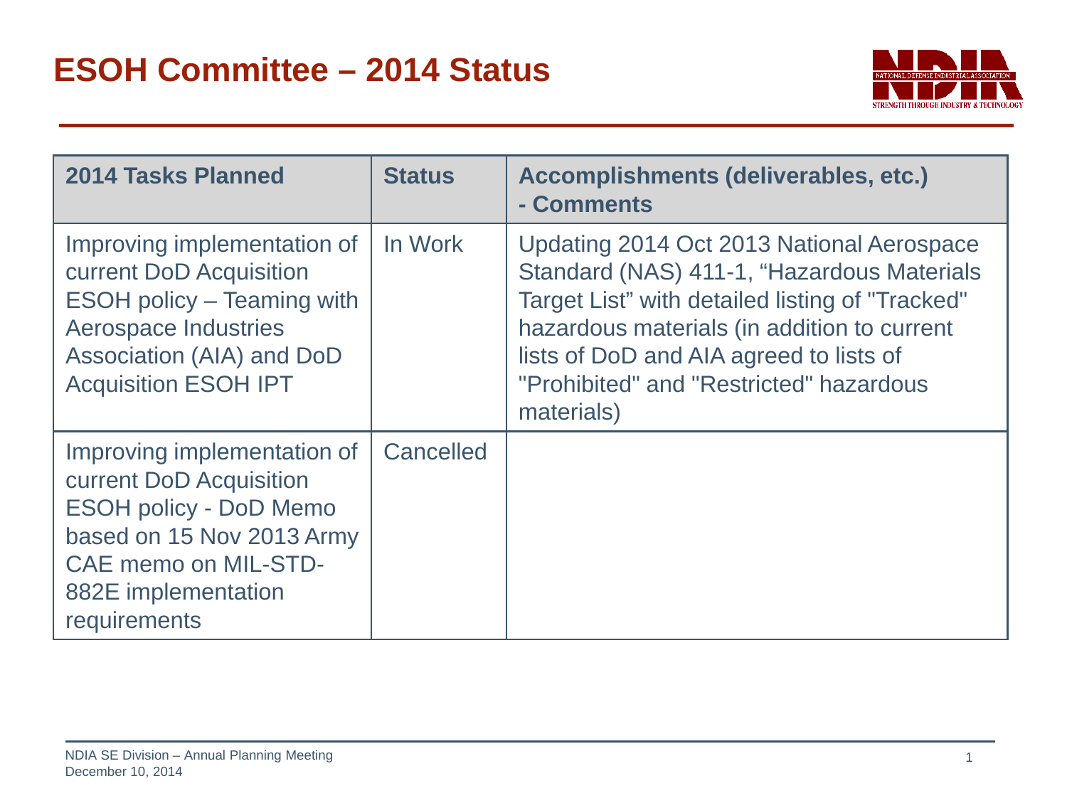# ESOH Committee – 2014 Status

| 2014 Tasks Planned | Status | Accomplishments (deliverables, etc.) - Comments |
| --- | --- | --- |
| Improving implementation of current DoD Acquisition ESOH policy – Teaming with Aerospace Industries Association (AIA) and DoD Acquisition ESOH IPT | In Work | Updating 2014 Oct 2013 National Aerospace Standard (NAS) 411-1, "Hazardous Materials Target List" with detailed listing of "Tracked" hazardous materials (in addition to current lists of DoD and AIA agreed to lists of "Prohibited" and "Restricted" hazardous materials) |
| Improving implementation of current DoD Acquisition ESOH policy - DoD Memo based on 15 Nov 2013 Army CAE memo on MIL-STD-882E implementation requirements | Cancelled | |

NDIA SE Division – Annual Planning Meeting
December 10, 2014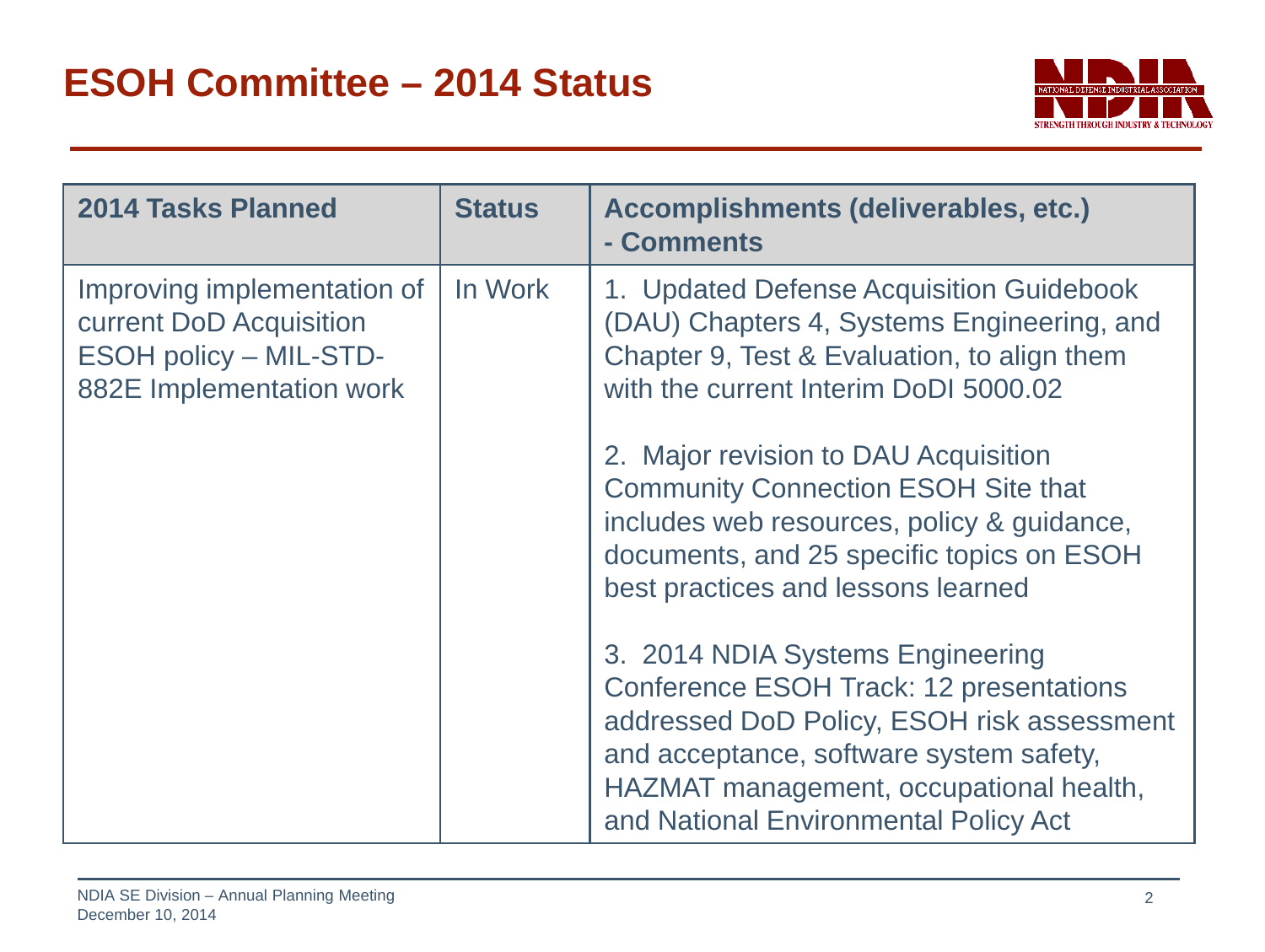# ESOH Committee – 2014 Status

| 2014 Tasks Planned | Status | Accomplishments (deliverables, etc.) - Comments |
|---|---|---|
| Improving implementation of current DoD Acquisition ESOH policy – MIL-STD-882E Implementation work | In Work | 1. Updated Defense Acquisition Guidebook (DAU) Chapters 4, Systems Engineering, and Chapter 9, Test & Evaluation, to align them with the current Interim DoDI 5000.02<br><br>2. Major revision to DAU Acquisition Community Connection ESOH Site that includes web resources, policy & guidance, documents, and 25 specific topics on ESOH best practices and lessons learned<br><br>3. 2014 NDIA Systems Engineering Conference ESOH Track: 12 presentations addressed DoD Policy, ESOH risk assessment and acceptance, software system safety, HAZMAT management, occupational health, and National Environmental Policy Act |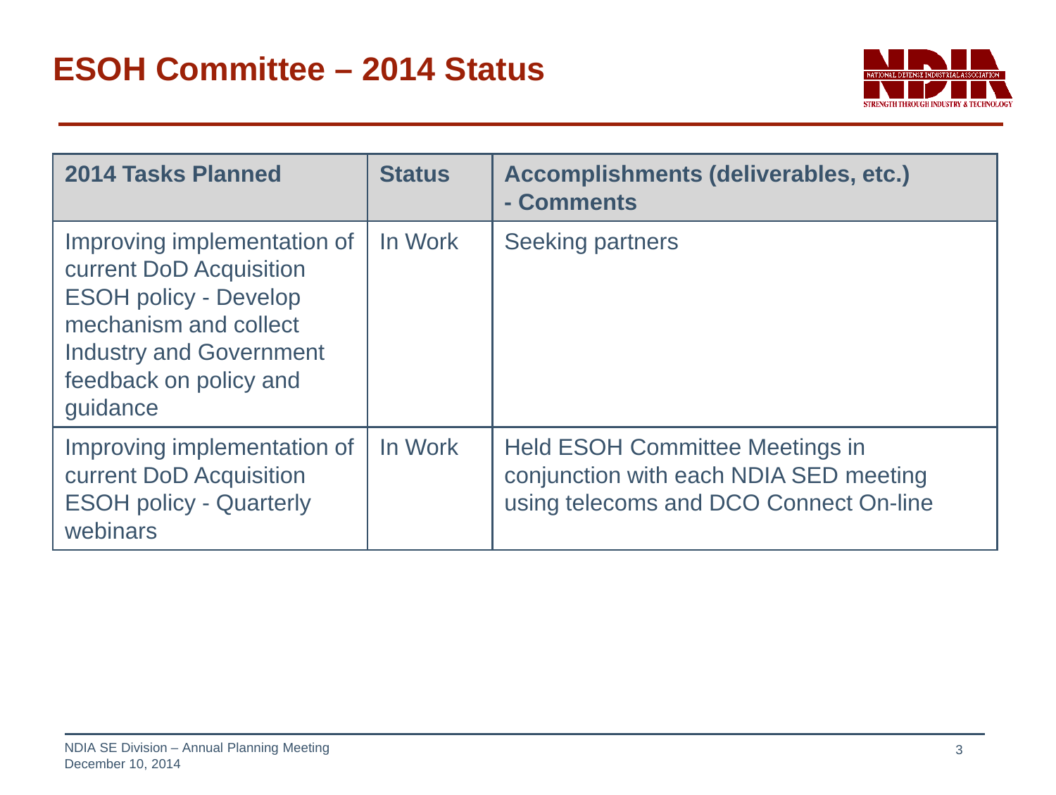# ESOH Committee – 2014 Status

| 2014 Tasks Planned | Status | Accomplishments (deliverables, etc.) - Comments |
|---|---|---|
| Improving implementation of current DoD Acquisition ESOH policy - Develop mechanism and collect Industry and Government feedback on policy and guidance | In Work | Seeking partners |
| Improving implementation of current DoD Acquisition ESOH policy - Quarterly webinars | In Work | Held ESOH Committee Meetings in conjunction with each NDIA SED meeting using telecoms and DCO Connect On-line |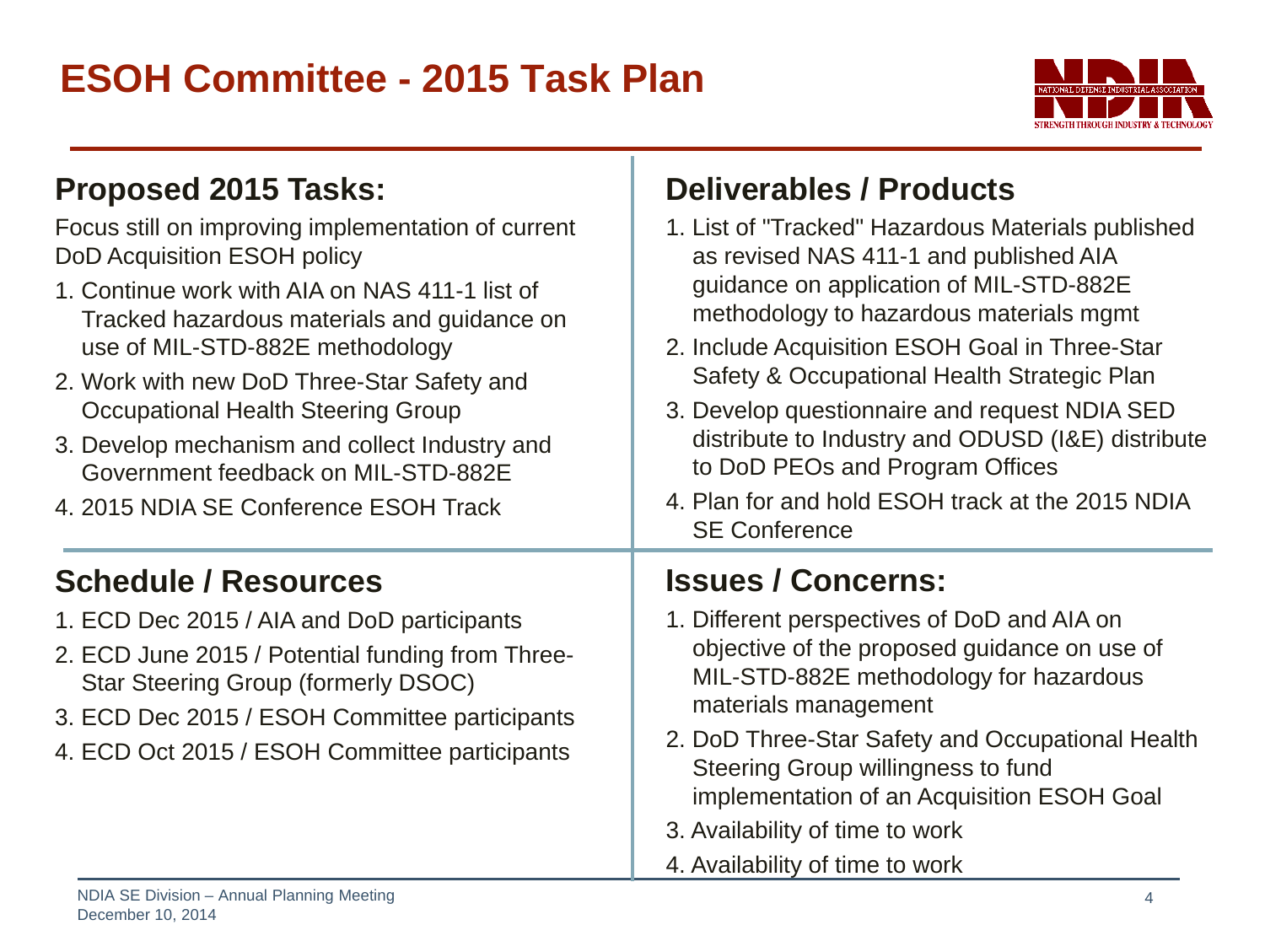# ESOH Committee - 2015 Task Plan

## Proposed 2015 Tasks:

Focus still on improving implementation of current DoD Acquisition ESOH policy

1. Continue work with AIA on NAS 411-1 list of Tracked hazardous materials and guidance on use of MIL-STD-882E methodology
2. Work with new DoD Three-Star Safety and Occupational Health Steering Group
3. Develop mechanism and collect Industry and Government feedback on MIL-STD-882E
4. 2015 NDIA SE Conference ESOH Track

## Deliverables / Products

1. List of "Tracked" Hazardous Materials published as revised NAS 411-1 and published AIA guidance on application of MIL-STD-882E methodology to hazardous materials mgmt
2. Include Acquisition ESOH Goal in Three-Star Safety & Occupational Health Strategic Plan
3. Develop questionnaire and request NDIA SED distribute to Industry and ODUSD (I&E) distribute to DoD PEOs and Program Offices
4. Plan for and hold ESOH track at the 2015 NDIA SE Conference

## Schedule / Resources

1. ECD Dec 2015 / AIA and DoD participants
2. ECD June 2015 / Potential funding from Three-Star Steering Group (formerly DSOC)
3. ECD Dec 2015 / ESOH Committee participants
4. ECD Oct 2015 / ESOH Committee participants

## Issues / Concerns:

1. Different perspectives of DoD and AIA on objective of the proposed guidance on use of MIL-STD-882E methodology for hazardous materials management
2. DoD Three-Star Safety and Occupational Health Steering Group willingness to fund implementation of an Acquisition ESOH Goal
3. Availability of time to work
4. Availability of time to work

NDIA SE Division – Annual Planning Meeting
December 10, 2014